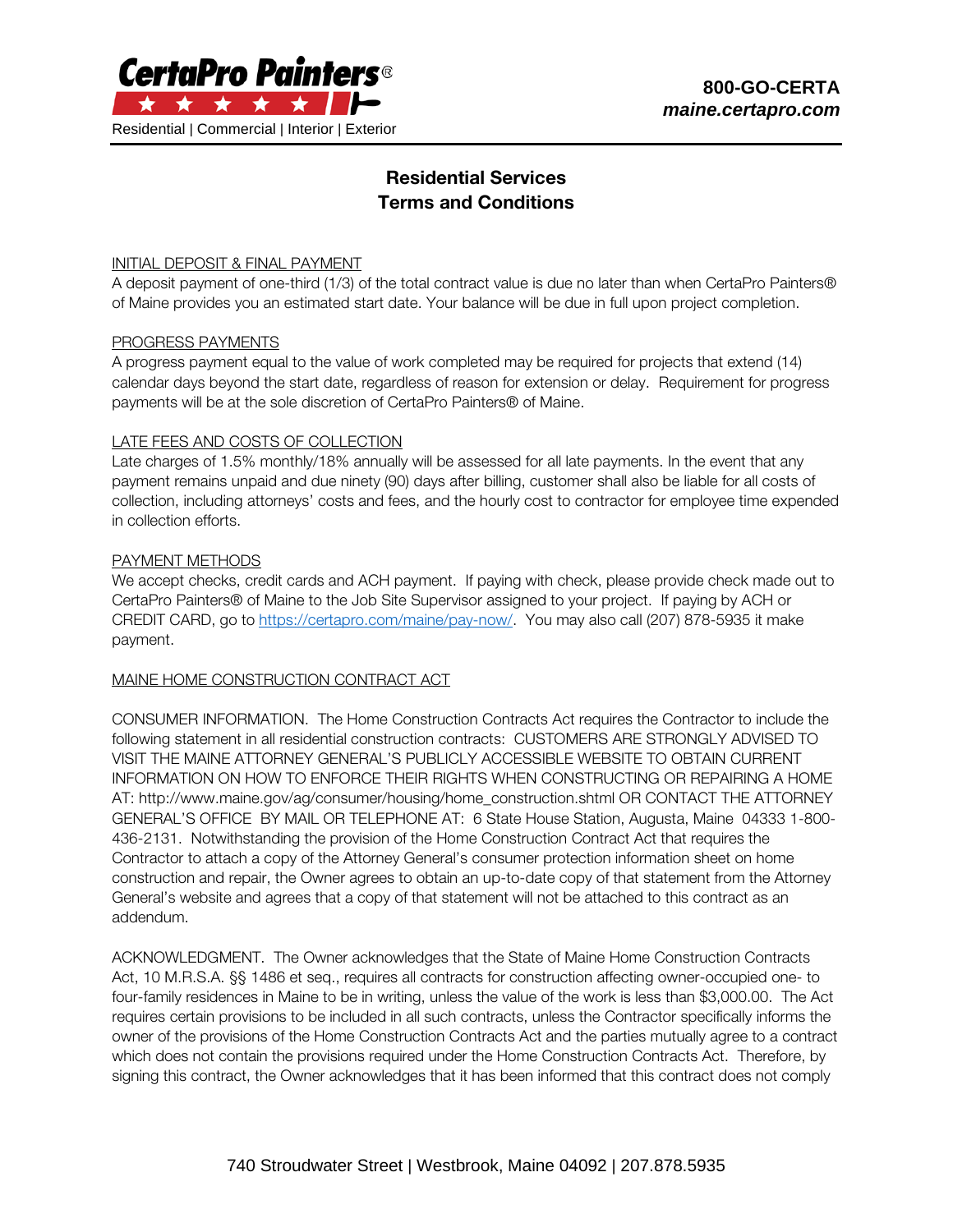**CertaPro Painters®**

Residential | Commercial | Interior | Exterior

**800-GO-CERTA**
***maine.certapro.com***

## Residential Services
## Terms and Conditions

INITIAL DEPOSIT & FINAL PAYMENT

A deposit payment of one-third (1/3) of the total contract value is due no later than when CertaPro Painters® of Maine provides you an estimated start date. Your balance will be due in full upon project completion.

PROGRESS PAYMENTS

A progress payment equal to the value of work completed may be required for projects that extend (14) calendar days beyond the start date, regardless of reason for extension or delay. Requirement for progress payments will be at the sole discretion of CertaPro Painters® of Maine.

LATE FEES AND COSTS OF COLLECTION

Late charges of 1.5% monthly/18% annually will be assessed for all late payments. In the event that any payment remains unpaid and due ninety (90) days after billing, customer shall also be liable for all costs of collection, including attorneys' costs and fees, and the hourly cost to contractor for employee time expended in collection efforts.

PAYMENT METHODS

We accept checks, credit cards and ACH payment. If paying with check, please provide check made out to CertaPro Painters® of Maine to the Job Site Supervisor assigned to your project. If paying by ACH or CREDIT CARD, go to https://certapro.com/maine/pay-now/. You may also call (207) 878-5935 it make payment.

MAINE HOME CONSTRUCTION CONTRACT ACT

CONSUMER INFORMATION. The Home Construction Contracts Act requires the Contractor to include the following statement in all residential construction contracts: CUSTOMERS ARE STRONGLY ADVISED TO VISIT THE MAINE ATTORNEY GENERAL'S PUBLICLY ACCESSIBLE WEBSITE TO OBTAIN CURRENT INFORMATION ON HOW TO ENFORCE THEIR RIGHTS WHEN CONSTRUCTING OR REPAIRING A HOME AT: http://www.maine.gov/ag/consumer/housing/home_construction.shtml OR CONTACT THE ATTORNEY GENERAL'S OFFICE BY MAIL OR TELEPHONE AT: 6 State House Station, Augusta, Maine 04333 1-800-436-2131. Notwithstanding the provision of the Home Construction Contract Act that requires the Contractor to attach a copy of the Attorney General's consumer protection information sheet on home construction and repair, the Owner agrees to obtain an up-to-date copy of that statement from the Attorney General's website and agrees that a copy of that statement will not be attached to this contract as an addendum.

ACKNOWLEDGMENT. The Owner acknowledges that the State of Maine Home Construction Contracts Act, 10 M.R.S.A. §§ 1486 et seq., requires all contracts for construction affecting owner-occupied one- to four-family residences in Maine to be in writing, unless the value of the work is less than $3,000.00. The Act requires certain provisions to be included in all such contracts, unless the Contractor specifically informs the owner of the provisions of the Home Construction Contracts Act and the parties mutually agree to a contract which does not contain the provisions required under the Home Construction Contracts Act. Therefore, by signing this contract, the Owner acknowledges that it has been informed that this contract does not comply

740 Stroudwater Street | Westbrook, Maine 04092 | 207.878.5935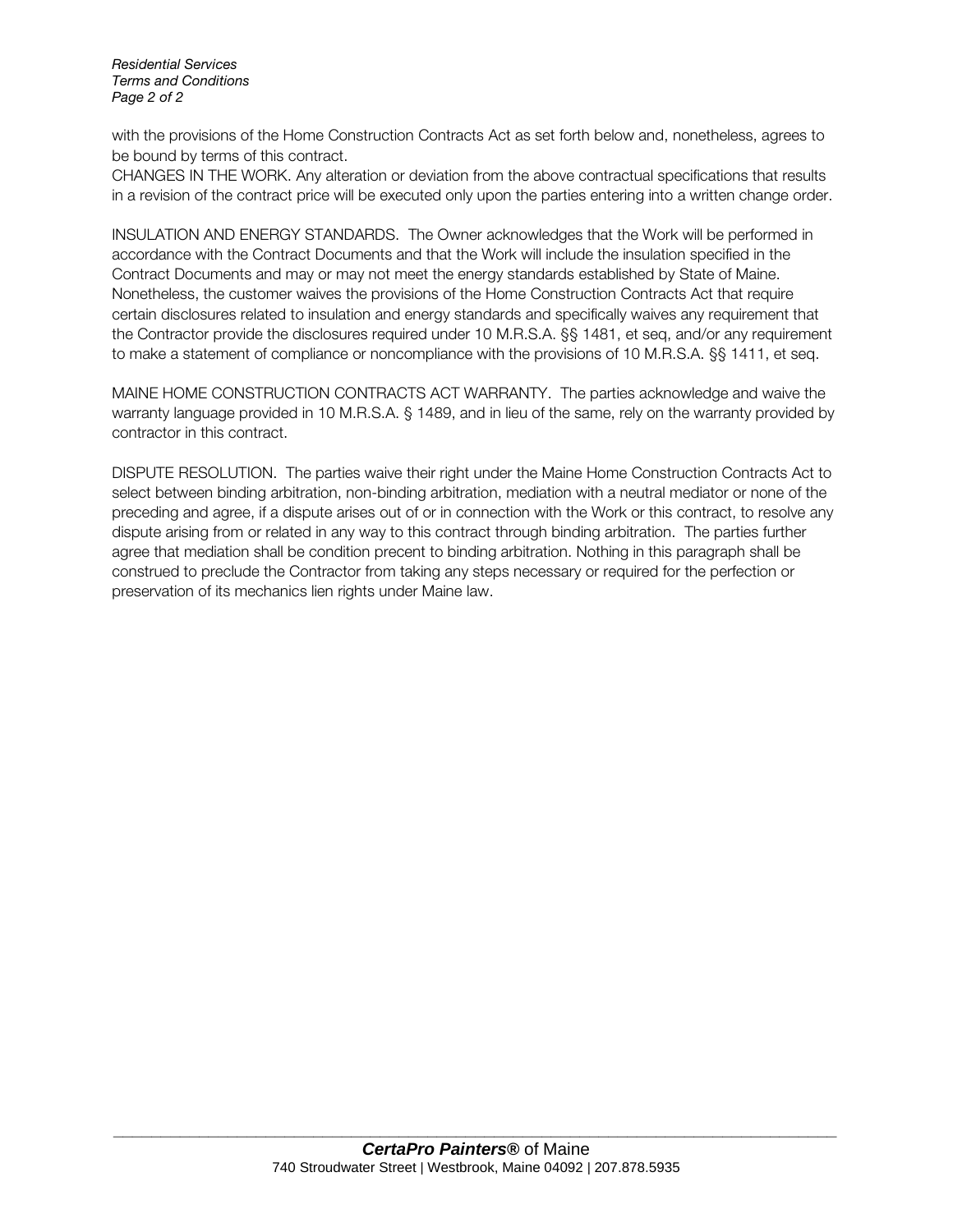with the provisions of the Home Construction Contracts Act as set forth below and, nonetheless, agrees to be bound by terms of this contract.

CHANGES IN THE WORK. Any alteration or deviation from the above contractual specifications that results in a revision of the contract price will be executed only upon the parties entering into a written change order.

INSULATION AND ENERGY STANDARDS. The Owner acknowledges that the Work will be performed in accordance with the Contract Documents and that the Work will include the insulation specified in the Contract Documents and may or may not meet the energy standards established by State of Maine. Nonetheless, the customer waives the provisions of the Home Construction Contracts Act that require certain disclosures related to insulation and energy standards and specifically waives any requirement that the Contractor provide the disclosures required under 10 M.R.S.A. §§ 1481, et seq, and/or any requirement to make a statement of compliance or noncompliance with the provisions of 10 M.R.S.A. §§ 1411, et seq.

MAINE HOME CONSTRUCTION CONTRACTS ACT WARRANTY. The parties acknowledge and waive the warranty language provided in 10 M.R.S.A. § 1489, and in lieu of the same, rely on the warranty provided by contractor in this contract.

DISPUTE RESOLUTION. The parties waive their right under the Maine Home Construction Contracts Act to select between binding arbitration, non-binding arbitration, mediation with a neutral mediator or none of the preceding and agree, if a dispute arises out of or in connection with the Work or this contract, to resolve any dispute arising from or related in any way to this contract through binding arbitration. The parties further agree that mediation shall be condition precent to binding arbitration. Nothing in this paragraph shall be construed to preclude the Contractor from taking any steps necessary or required for the perfection or preservation of its mechanics lien rights under Maine law.